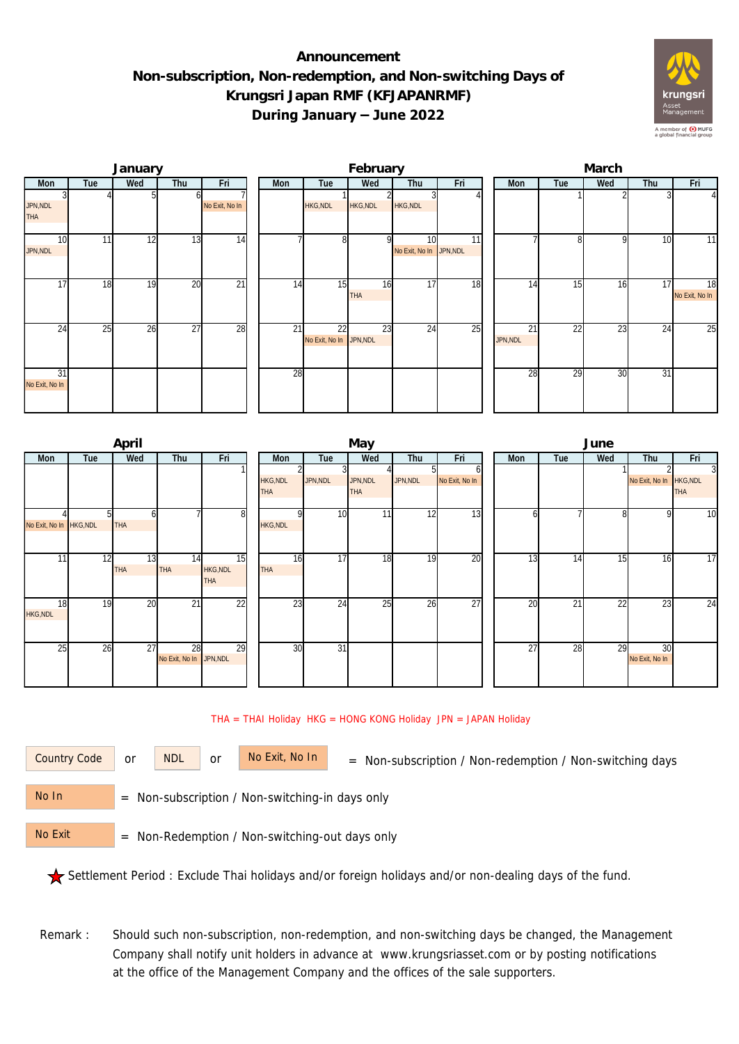# Announcement
# Non-subscription, Non-redemption, and Non-switching Days of Krungsri Japan RMF (KFJAPANRMF) During January – June 2022

### January

| Mon | Tue | Wed | Thu | Fri |
|---|---|---|---|---|
| 3 JPN,NDL THA | 4 | 5 | 6 | 7 No Exit, No In |
| 10 JPN,NDL | 11 | 12 | 13 | 14 |
| 17 | 18 | 19 | 20 | 21 |
| 24 | 25 | 26 | 27 | 28 |
| 31 No Exit, No In | | | | |

### February

| Mon | Tue | Wed | Thu | Fri |
|---|---|---|---|---|
| | 1 HKG,NDL | 2 HKG,NDL | 3 HKG,NDL | 4 |
| 7 | 8 | 9 | 10 No Exit, No In | 11 JPN,NDL |
| 14 | 15 | 16 THA | 17 | 18 |
| 21 | 22 No Exit, No In | 23 JPN,NDL | 24 | 25 |
| 28 | | | | |

### March

| Mon | Tue | Wed | Thu | Fri |
|---|---|---|---|---|
| | 1 | 2 | 3 | 4 |
| 7 | 8 | 9 | 10 | 11 |
| 14 | 15 | 16 | 17 | 18 No Exit, No In |
| 21 JPN,NDL | 22 | 23 | 24 | 25 |
| 28 | 29 | 30 | 31 | |

### April

| Mon | Tue | Wed | Thu | Fri |
|---|---|---|---|---|
| | | | | 1 |
| 4 No Exit, No In | 5 HKG,NDL | 6 THA | 7 | 8 |
| 11 | 12 | 13 THA | 14 THA | 15 HKG,NDL THA |
| 18 HKG,NDL | 19 | 20 | 21 | 22 |
| 25 | 26 | 27 | 28 No Exit, No In | 29 JPN,NDL |

### May

| Mon | Tue | Wed | Thu | Fri |
|---|---|---|---|---|
| 2 HKG,NDL THA | 3 JPN,NDL | 4 JPN,NDL THA | 5 JPN,NDL | 6 No Exit, No In |
| 9 HKG,NDL | 10 | 11 | 12 | 13 |
| 16 THA | 17 | 18 | 19 | 20 |
| 23 | 24 | 25 | 26 | 27 |
| 30 | 31 | | | |

### June

| Mon | Tue | Wed | Thu | Fri |
|---|---|---|---|---|
| | | 1 | 2 No Exit, No In | 3 HKG,NDL THA |
| 6 | 7 | 8 | 9 | 10 |
| 13 | 14 | 15 | 16 | 17 |
| 20 | 21 | 22 | 23 | 24 |
| 27 | 28 | 29 | 30 No Exit, No In | |

THA = THAI Holiday HKG = HONG KONG Holiday JPN = JAPAN Holiday

Country Code or NDL or No Exit, No In = Non-subscription / Non-redemption / Non-switching days

No In = Non-subscription / Non-switching-in days only

No Exit = Non-Redemption / Non-switching-out days only

★ Settlement Period : Exclude Thai holidays and/or foreign holidays and/or non-dealing days of the fund.

Remark : Should such non-subscription, non-redemption, and non-switching days be changed, the Management Company shall notify unit holders in advance at www.krungsriasset.com or by posting notifications at the office of the Management Company and the offices of the sale supporters.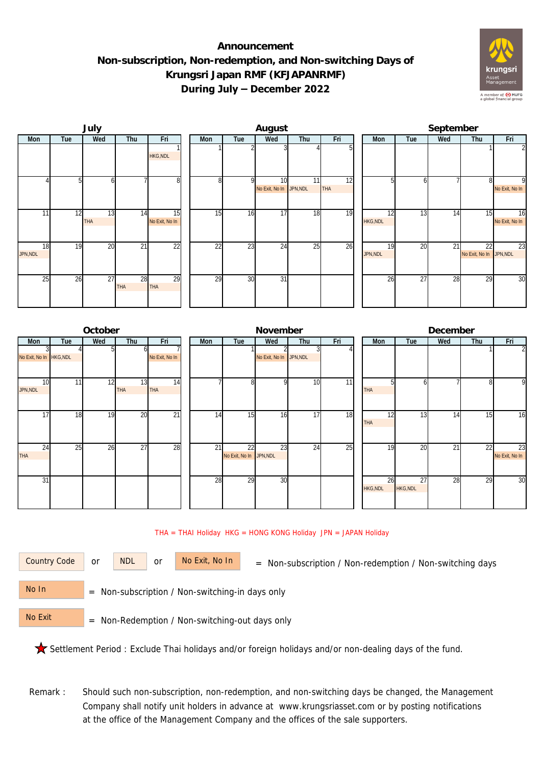# Announcement

## Non-subscription, Non-redemption, and Non-switching Days of Krungsri Japan RMF (KFJAPANRMF) During July – December 2022

### July

| Mon | Tue | Wed | Thu | Fri |
|---|---|---|---|---|
| | | | | 1 HKG,NDL |
| 4 | 5 | 6 | 7 | 8 |
| 11 | 12 | 13 THA | 14 | 15 No Exit, No In |
| 18 JPN,NDL | 19 | 20 | 21 | 22 |
| 25 | 26 | 27 | 28 THA | 29 THA |

### August

| Mon | Tue | Wed | Thu | Fri |
|---|---|---|---|---|
| 1 | 2 | 3 | 4 | 5 |
| 8 | 9 | 10 No Exit, No In | 11 JPN,NDL | 12 THA |
| 15 | 16 | 17 | 18 | 19 |
| 22 | 23 | 24 | 25 | 26 |
| 29 | 30 | 31 | | |

### September

| Mon | Tue | Wed | Thu | Fri |
|---|---|---|---|---|
| | | | 1 | 2 |
| 5 | 6 | 7 | 8 | 9 No Exit, No In |
| 12 HKG,NDL | 13 | 14 | 15 | 16 No Exit, No In |
| 19 JPN,NDL | 20 | 21 | 22 No Exit, No In | 23 JPN,NDL |
| 26 | 27 | 28 | 29 | 30 |

### October

| Mon | Tue | Wed | Thu | Fri |
|---|---|---|---|---|
| 3 No Exit, No In | 4 HKG,NDL | 5 | 6 | 7 No Exit, No In |
| 10 JPN,NDL | 11 | 12 | 13 THA | 14 THA |
| 17 | 18 | 19 | 20 | 21 |
| 24 THA | 25 | 26 | 27 | 28 |
| 31 | | | | |

### November

| Mon | Tue | Wed | Thu | Fri |
|---|---|---|---|---|
| | 1 | 2 No Exit, No In | 3 JPN,NDL | 4 |
| 7 | 8 | 9 | 10 | 11 |
| 14 | 15 | 16 | 17 | 18 |
| 21 | 22 No Exit, No In | 23 JPN,NDL | 24 | 25 |
| 28 | 29 | 30 | | |

### December

| Mon | Tue | Wed | Thu | Fri |
|---|---|---|---|---|
| | | | 1 | 2 |
| 5 THA | 6 | 7 | 8 | 9 |
| 12 THA | 13 | 14 | 15 | 16 |
| 19 | 20 | 21 | 22 | 23 No Exit, No In |
| 26 HKG,NDL | 27 HKG,NDL | 28 | 29 | 30 |

THA = THAI Holiday HKG = HONG KONG Holiday JPN = JAPAN Holiday

Country Code or NDL or No Exit, No In = Non-subscription / Non-redemption / Non-switching days

No In = Non-subscription / Non-switching-in days only

No Exit = Non-Redemption / Non-switching-out days only

★ Settlement Period : Exclude Thai holidays and/or foreign holidays and/or non-dealing days of the fund.

Remark : Should such non-subscription, non-redemption, and non-switching days be changed, the Management Company shall notify unit holders in advance at www.krungsriasset.com or by posting notifications at the office of the Management Company and the offices of the sale supporters.